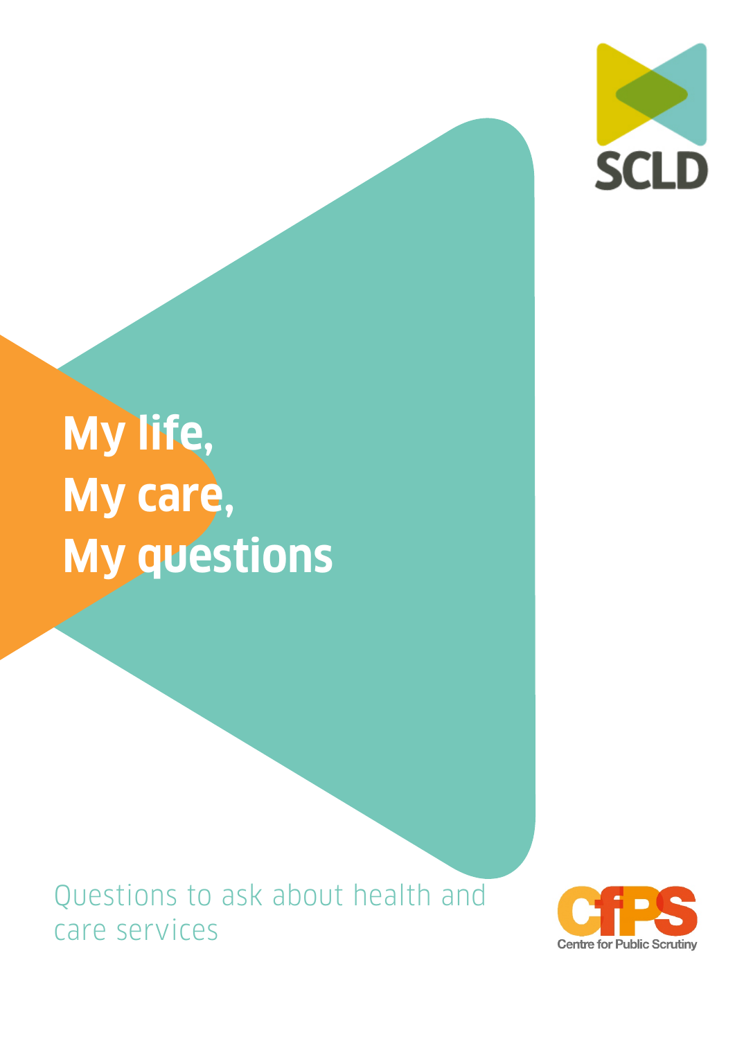SCLD

# My life, My care, My questions

Questions to ask about health and care services

CfPS Centre for Public Scrutiny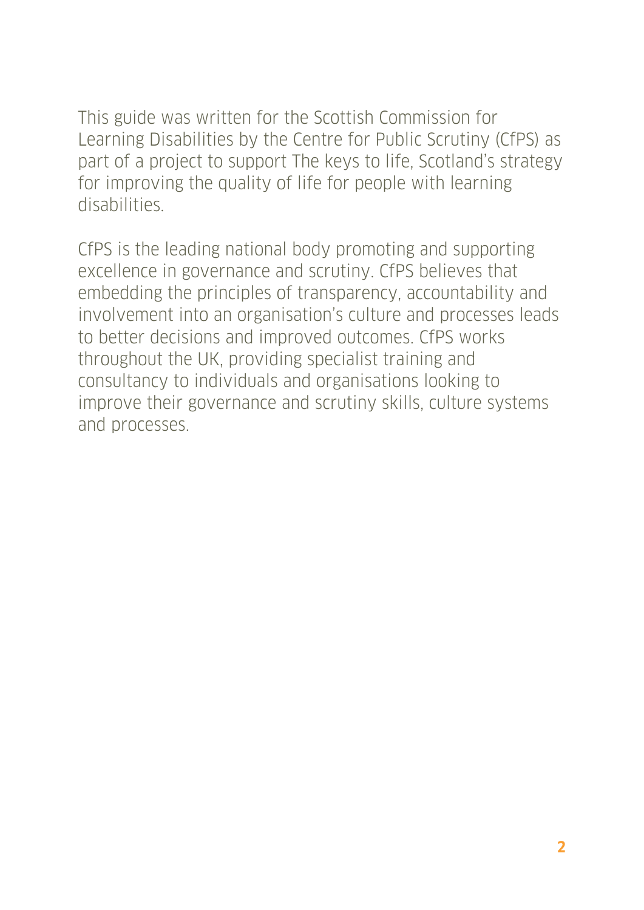This guide was written for the Scottish Commission for Learning Disabilities by the Centre for Public Scrutiny (CfPS) as part of a project to support The keys to life, Scotland's strategy for improving the quality of life for people with learning disabilities.

CfPS is the leading national body promoting and supporting excellence in governance and scrutiny. CfPS believes that embedding the principles of transparency, accountability and involvement into an organisation's culture and processes leads to better decisions and improved outcomes. CfPS works throughout the UK, providing specialist training and consultancy to individuals and organisations looking to improve their governance and scrutiny skills, culture systems and processes.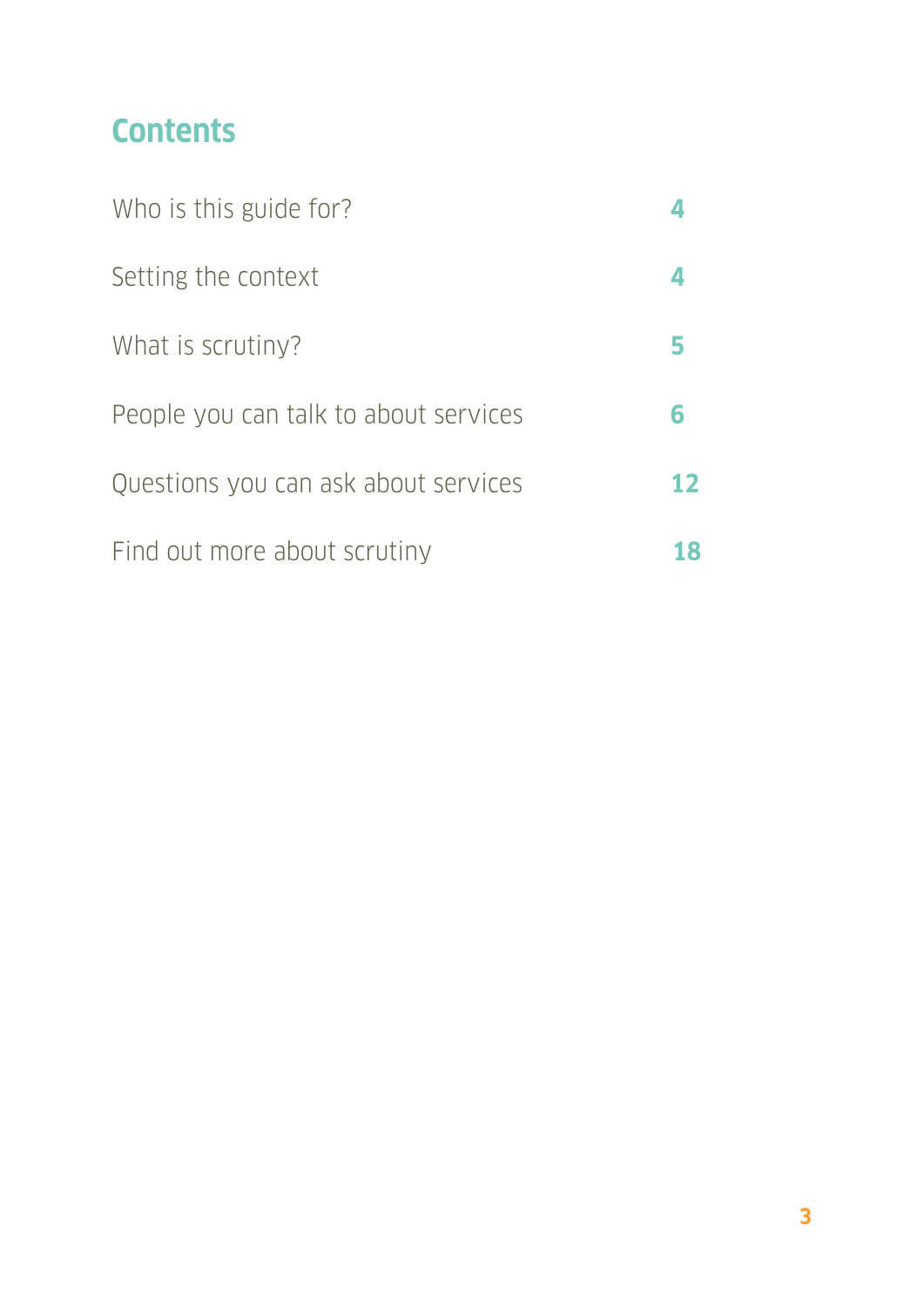# Contents

| | |
|---|---|
| Who is this guide for? | **4** |
| Setting the context | **4** |
| What is scrutiny? | **5** |
| People you can talk to about services | **6** |
| Questions you can ask about services | **12** |
| Find out more about scrutiny | **18** |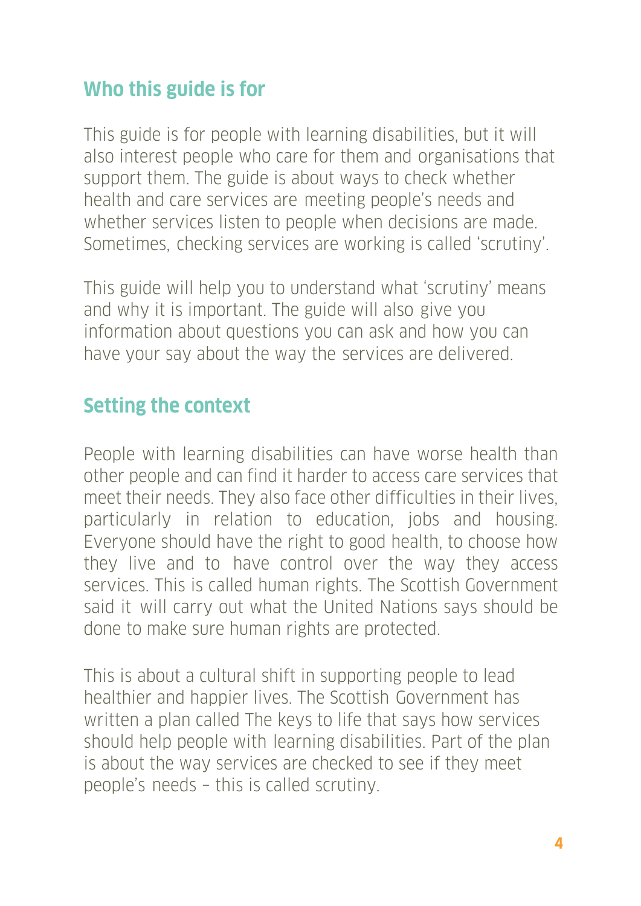## Who this guide is for

This guide is for people with learning disabilities, but it will also interest people who care for them and organisations that support them. The guide is about ways to check whether health and care services are meeting people's needs and whether services listen to people when decisions are made. Sometimes, checking services are working is called 'scrutiny'.

This guide will help you to understand what 'scrutiny' means and why it is important. The guide will also give you information about questions you can ask and how you can have your say about the way the services are delivered.

## Setting the context

People with learning disabilities can have worse health than other people and can find it harder to access care services that meet their needs. They also face other difficulties in their lives, particularly in relation to education, jobs and housing. Everyone should have the right to good health, to choose how they live and to have control over the way they access services. This is called human rights. The Scottish Government said it will carry out what the United Nations says should be done to make sure human rights are protected.

This is about a cultural shift in supporting people to lead healthier and happier lives. The Scottish Government has written a plan called The keys to life that says how services should help people with learning disabilities. Part of the plan is about the way services are checked to see if they meet people's needs – this is called scrutiny.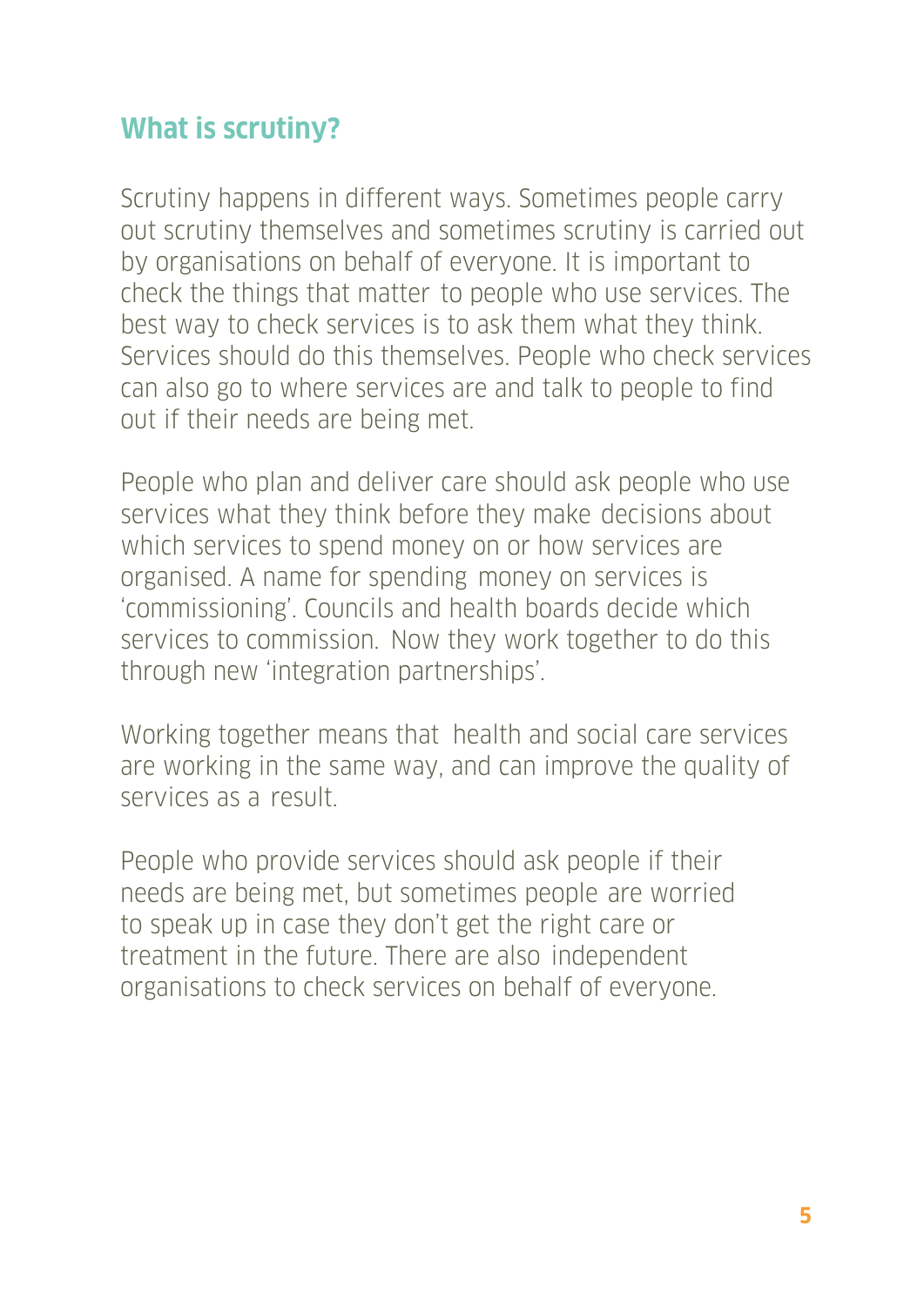## What is scrutiny?

Scrutiny happens in different ways. Sometimes people carry out scrutiny themselves and sometimes scrutiny is carried out by organisations on behalf of everyone. It is important to check the things that matter to people who use services. The best way to check services is to ask them what they think. Services should do this themselves. People who check services can also go to where services are and talk to people to find out if their needs are being met.

People who plan and deliver care should ask people who use services what they think before they make decisions about which services to spend money on or how services are organised. A name for spending money on services is 'commissioning'. Councils and health boards decide which services to commission. Now they work together to do this through new 'integration partnerships'.

Working together means that health and social care services are working in the same way, and can improve the quality of services as a result.

People who provide services should ask people if their needs are being met, but sometimes people are worried to speak up in case they don't get the right care or treatment in the future. There are also independent organisations to check services on behalf of everyone.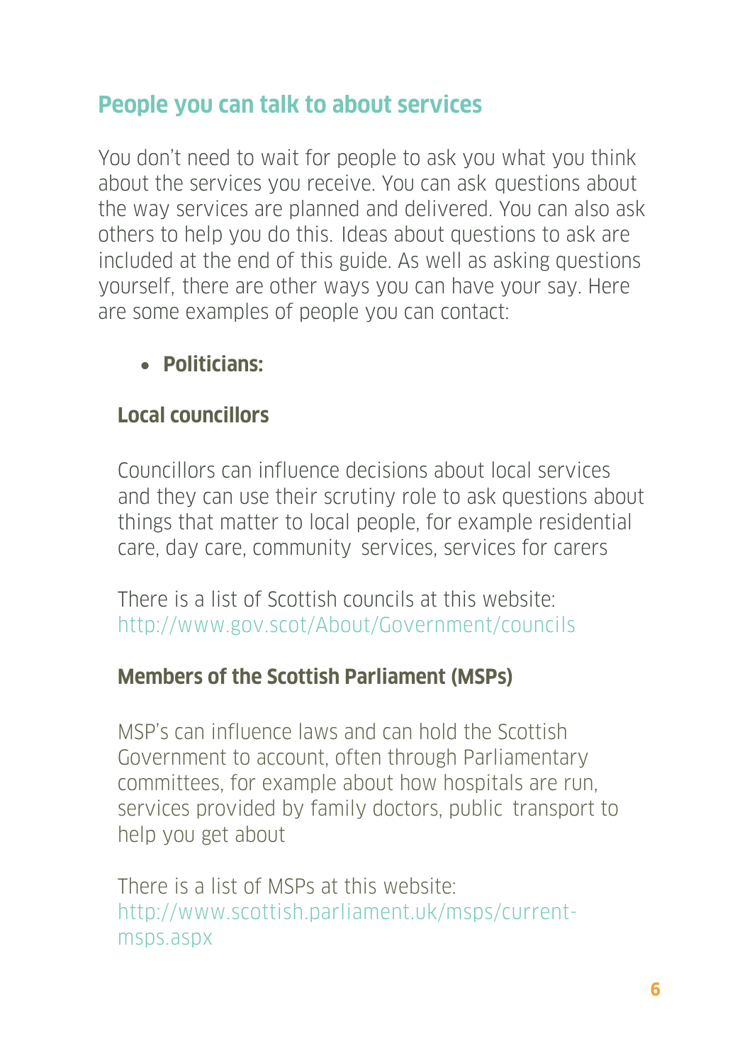## People you can talk to about services

You don't need to wait for people to ask you what you think about the services you receive. You can ask questions about the way services are planned and delivered. You can also ask others to help you do this. Ideas about questions to ask are included at the end of this guide. As well as asking questions yourself, there are other ways you can have your say. Here are some examples of people you can contact:

- **Politicians:**

### Local councillors

Councillors can influence decisions about local services and they can use their scrutiny role to ask questions about things that matter to local people, for example residential care, day care, community services, services for carers

There is a list of Scottish councils at this website: http://www.gov.scot/About/Government/councils

### Members of the Scottish Parliament (MSPs)

MSP's can influence laws and can hold the Scottish Government to account, often through Parliamentary committees, for example about how hospitals are run, services provided by family doctors, public transport to help you get about

There is a list of MSPs at this website: http://www.scottish.parliament.uk/msps/current-msps.aspx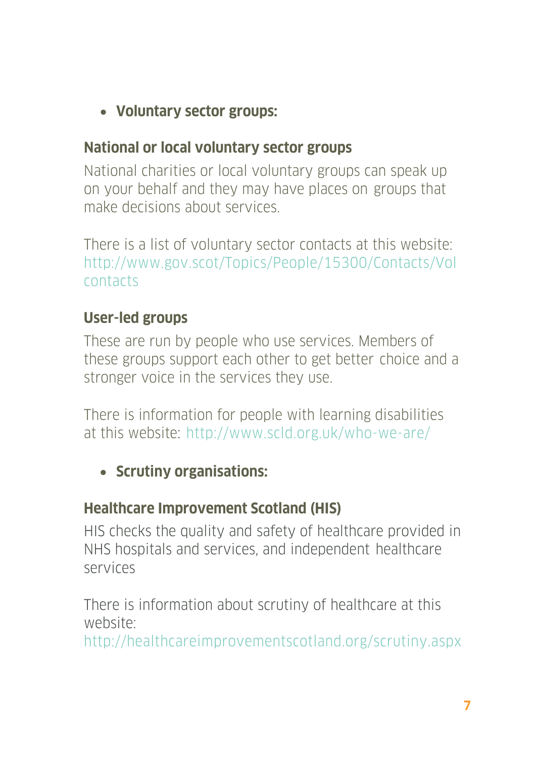- **Voluntary sector groups:**

### National or local voluntary sector groups

National charities or local voluntary groups can speak up on your behalf and they may have places on groups that make decisions about services.

There is a list of voluntary sector contacts at this website: http://www.gov.scot/Topics/People/15300/Contacts/Vol contacts

### User-led groups

These are run by people who use services. Members of these groups support each other to get better choice and a stronger voice in the services they use.

There is information for people with learning disabilities at this website: http://www.scld.org.uk/who-we-are/

- **Scrutiny organisations:**

### Healthcare Improvement Scotland (HIS)

HIS checks the quality and safety of healthcare provided in NHS hospitals and services, and independent healthcare services

There is information about scrutiny of healthcare at this website: http://healthcareimprovementscotland.org/scrutiny.aspx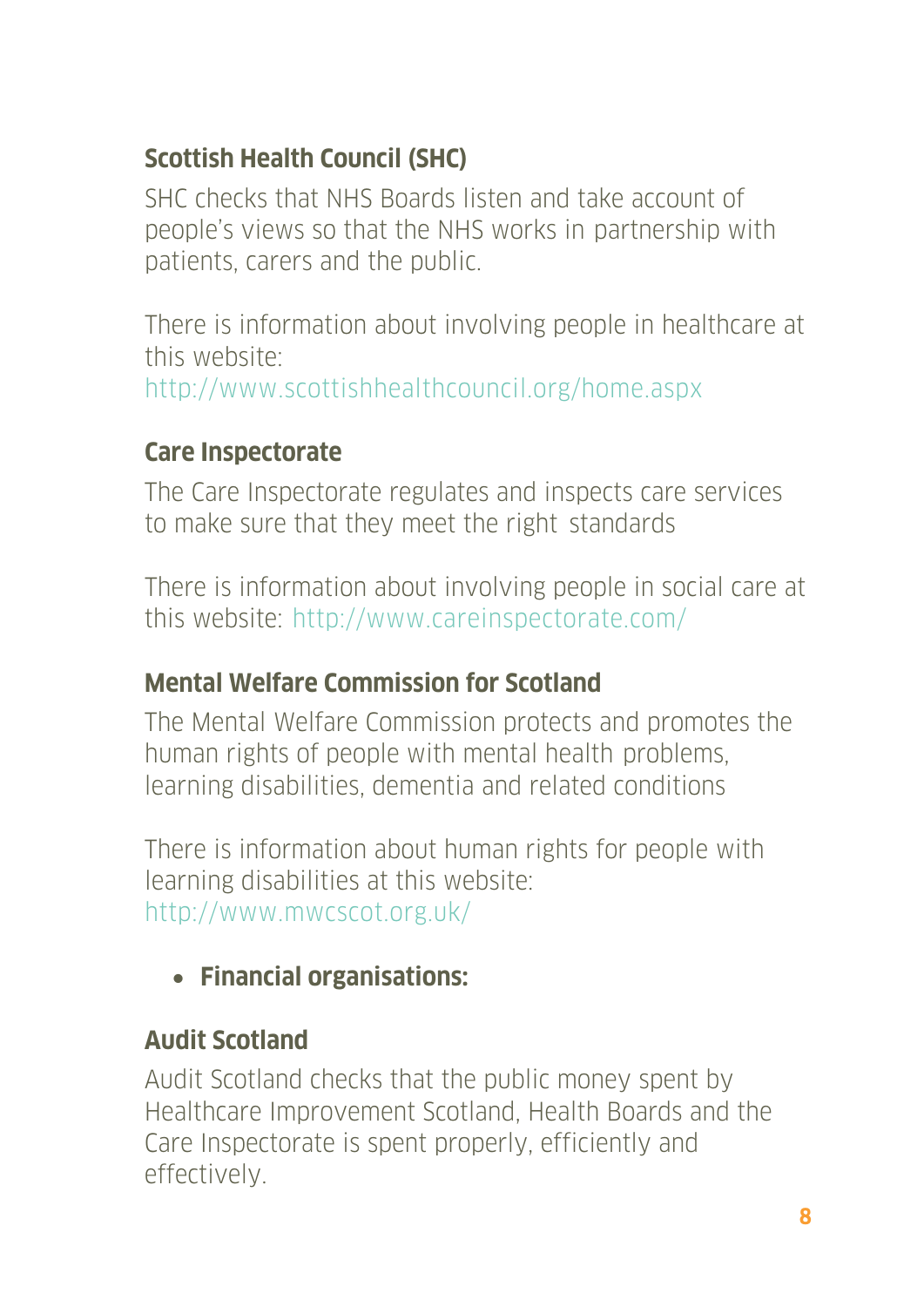### Scottish Health Council (SHC)

SHC checks that NHS Boards listen and take account of people's views so that the NHS works in partnership with patients, carers and the public.

There is information about involving people in healthcare at this website:
http://www.scottishhealthcouncil.org/home.aspx

### Care Inspectorate

The Care Inspectorate regulates and inspects care services to make sure that they meet the right standards

There is information about involving people in social care at this website: http://www.careinspectorate.com/

### Mental Welfare Commission for Scotland

The Mental Welfare Commission protects and promotes the human rights of people with mental health problems, learning disabilities, dementia and related conditions

There is information about human rights for people with learning disabilities at this website:
http://www.mwcscot.org.uk/

- **Financial organisations:**

### Audit Scotland

Audit Scotland checks that the public money spent by Healthcare Improvement Scotland, Health Boards and the Care Inspectorate is spent properly, efficiently and effectively.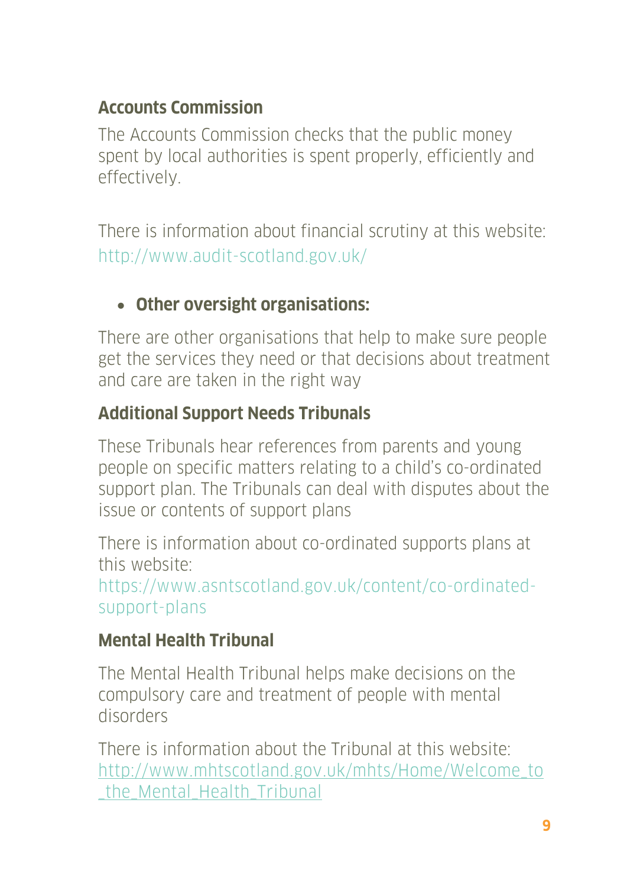### Accounts Commission

The Accounts Commission checks that the public money spent by local authorities is spent properly, efficiently and effectively.

There is information about financial scrutiny at this website: http://www.audit-scotland.gov.uk/

- **Other oversight organisations:**

There are other organisations that help to make sure people get the services they need or that decisions about treatment and care are taken in the right way

### Additional Support Needs Tribunals

These Tribunals hear references from parents and young people on specific matters relating to a child's co-ordinated support plan. The Tribunals can deal with disputes about the issue or contents of support plans

There is information about co-ordinated supports plans at this website: https://www.asntscotland.gov.uk/content/co-ordinated-support-plans

### Mental Health Tribunal

The Mental Health Tribunal helps make decisions on the compulsory care and treatment of people with mental disorders

There is information about the Tribunal at this website: http://www.mhtscotland.gov.uk/mhts/Home/Welcome_to_the_Mental_Health_Tribunal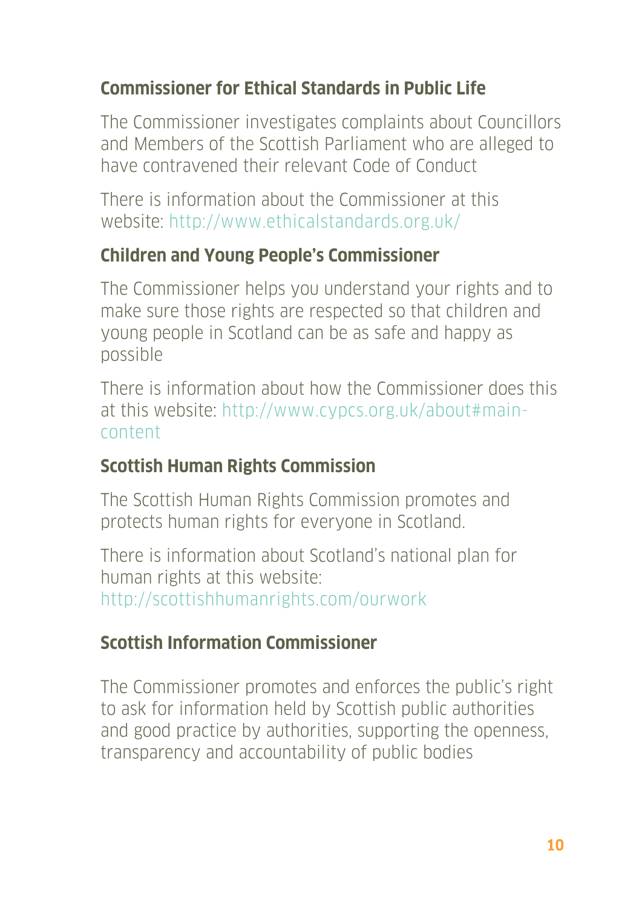## Commissioner for Ethical Standards in Public Life

The Commissioner investigates complaints about Councillors and Members of the Scottish Parliament who are alleged to have contravened their relevant Code of Conduct

There is information about the Commissioner at this website: http://www.ethicalstandards.org.uk/

## Children and Young People's Commissioner

The Commissioner helps you understand your rights and to make sure those rights are respected so that children and young people in Scotland can be as safe and happy as possible

There is information about how the Commissioner does this at this website: http://www.cypcs.org.uk/about#main-content

## Scottish Human Rights Commission

The Scottish Human Rights Commission promotes and protects human rights for everyone in Scotland.

There is information about Scotland's national plan for human rights at this website: http://scottishhumanrights.com/ourwork

## Scottish Information Commissioner

The Commissioner promotes and enforces the public's right to ask for information held by Scottish public authorities and good practice by authorities, supporting the openness, transparency and accountability of public bodies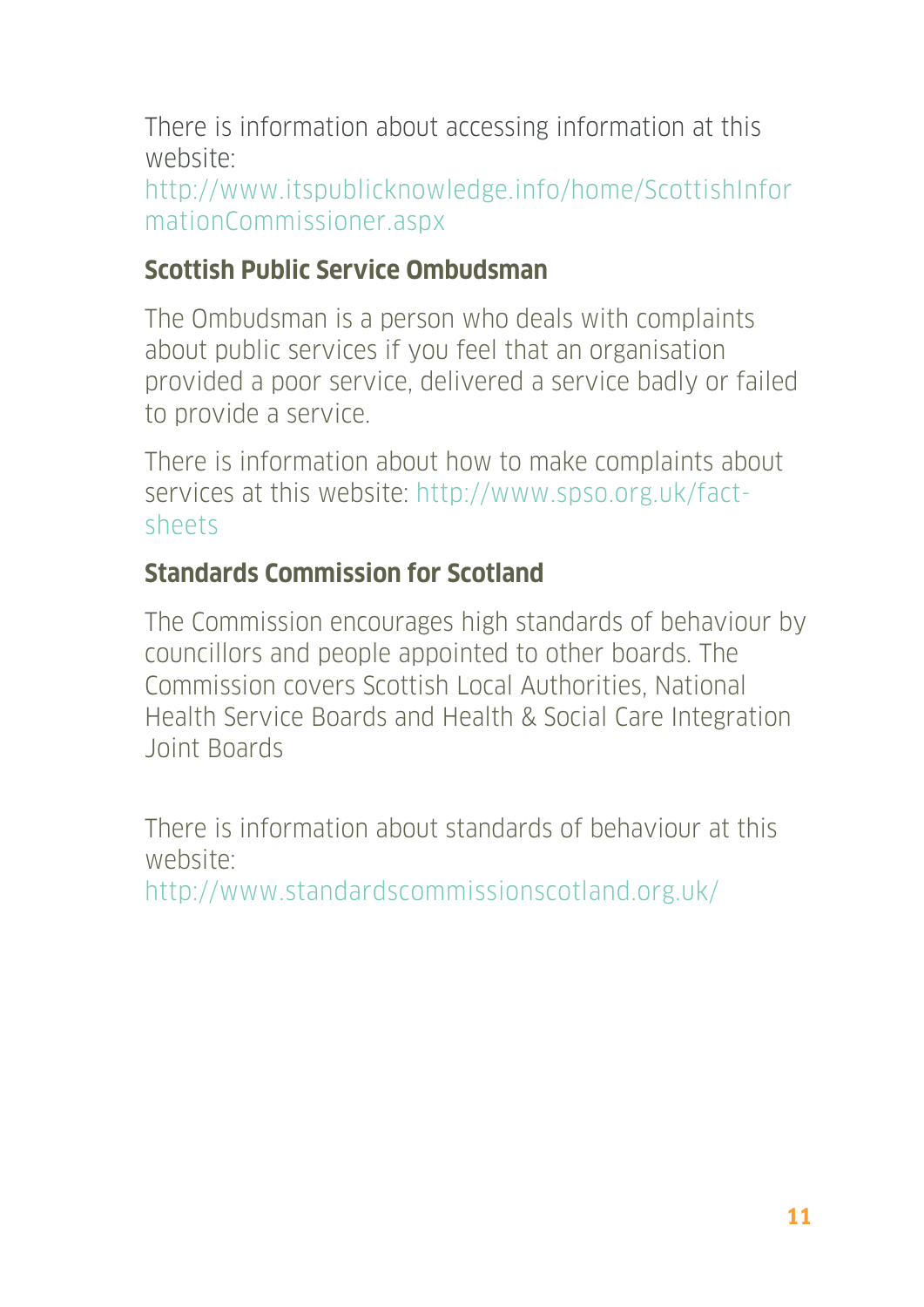There is information about accessing information at this website:
http://www.itspublicknowledge.info/home/ScottishInformationCommissioner.aspx

### Scottish Public Service Ombudsman

The Ombudsman is a person who deals with complaints about public services if you feel that an organisation provided a poor service, delivered a service badly or failed to provide a service.

There is information about how to make complaints about services at this website: http://www.spso.org.uk/fact-sheets

### Standards Commission for Scotland

The Commission encourages high standards of behaviour by councillors and people appointed to other boards. The Commission covers Scottish Local Authorities, National Health Service Boards and Health & Social Care Integration Joint Boards

There is information about standards of behaviour at this website:
http://www.standardscommissionscotland.org.uk/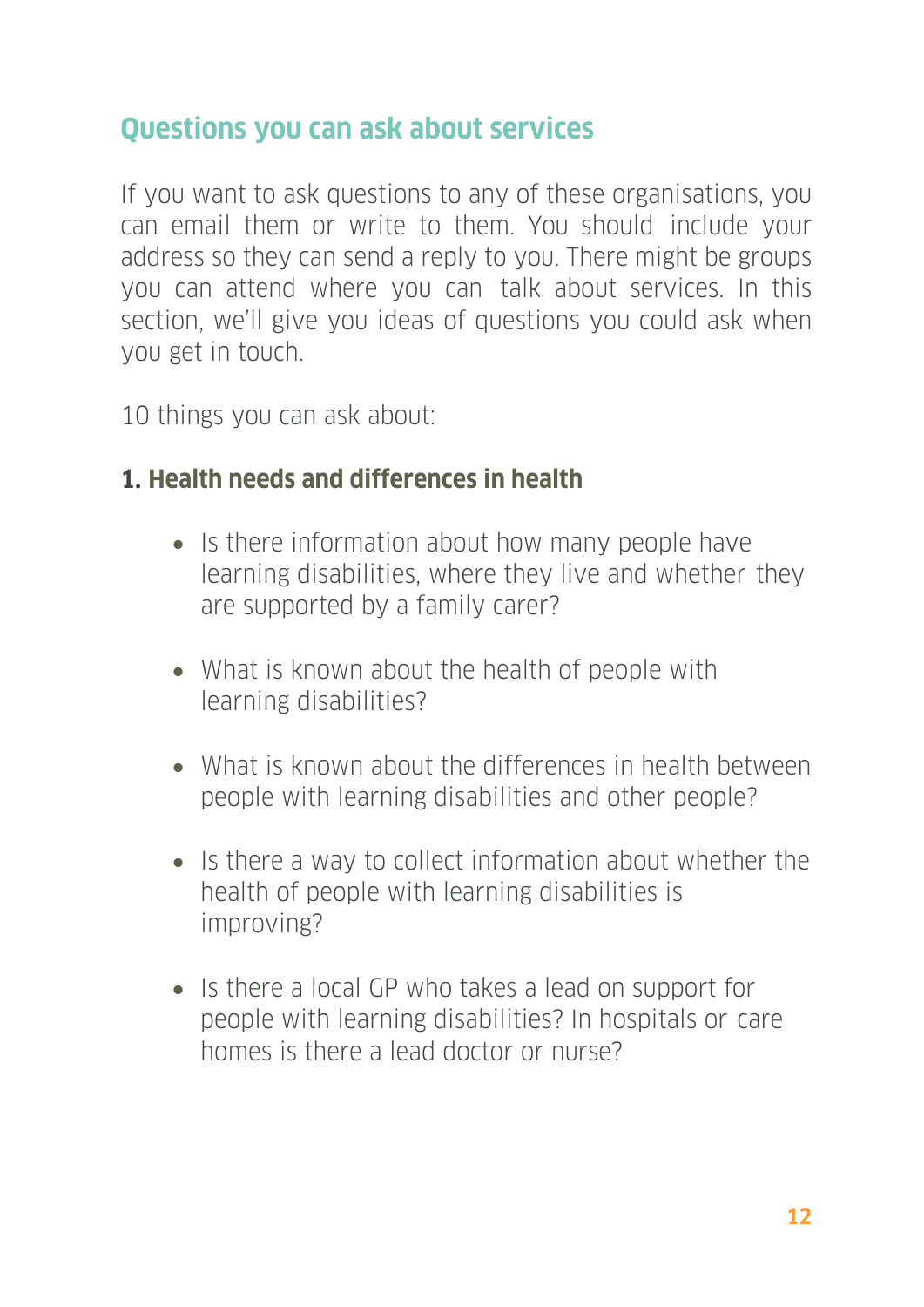## Questions you can ask about services

If you want to ask questions to any of these organisations, you can email them or write to them. You should include your address so they can send a reply to you. There might be groups you can attend where you can talk about services. In this section, we'll give you ideas of questions you could ask when you get in touch.

10 things you can ask about:

### 1. Health needs and differences in health

- Is there information about how many people have learning disabilities, where they live and whether they are supported by a family carer?
- What is known about the health of people with learning disabilities?
- What is known about the differences in health between people with learning disabilities and other people?
- Is there a way to collect information about whether the health of people with learning disabilities is improving?
- Is there a local GP who takes a lead on support for people with learning disabilities? In hospitals or care homes is there a lead doctor or nurse?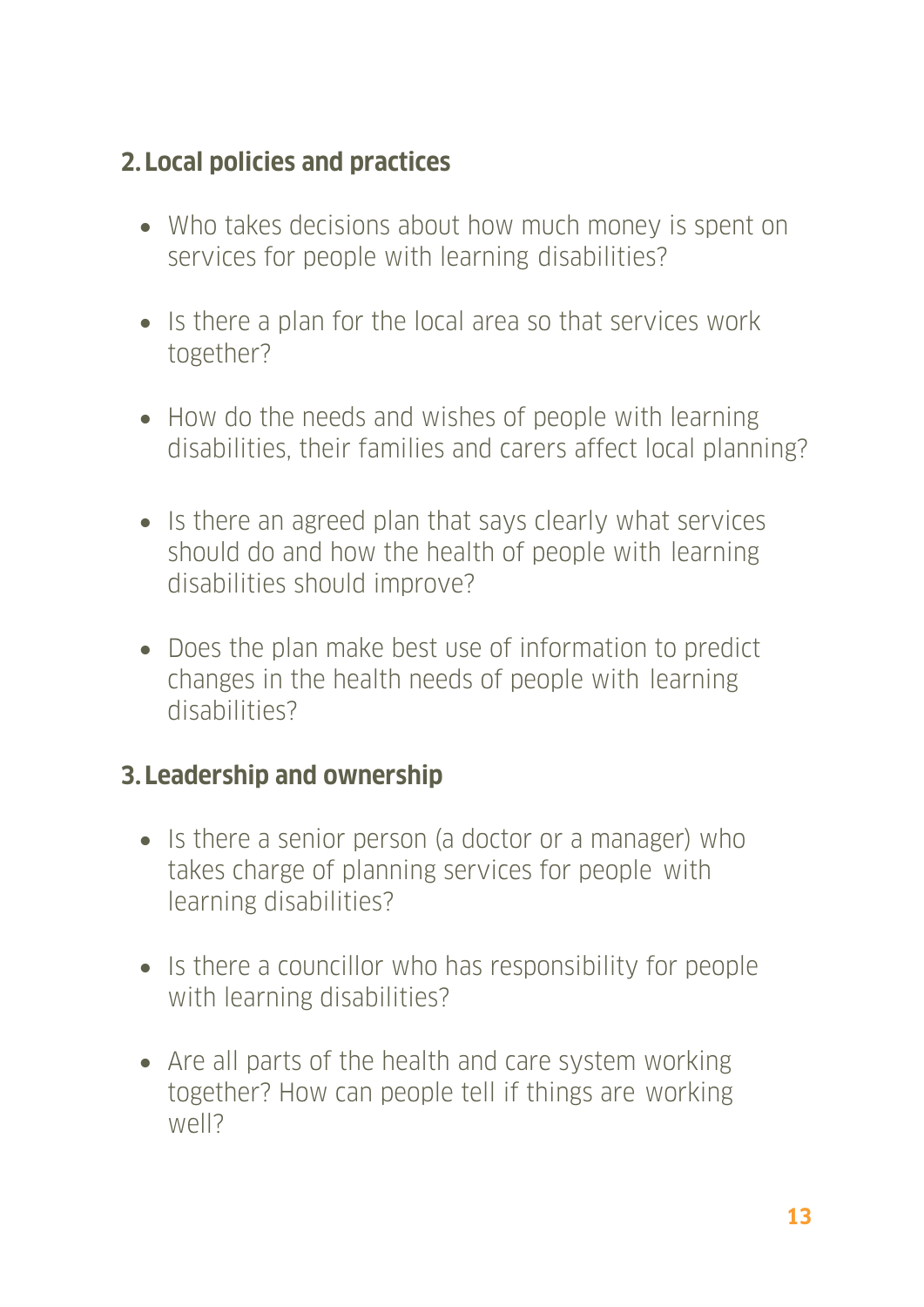## 2. Local policies and practices

- Who takes decisions about how much money is spent on services for people with learning disabilities?
- Is there a plan for the local area so that services work together?
- How do the needs and wishes of people with learning disabilities, their families and carers affect local planning?
- Is there an agreed plan that says clearly what services should do and how the health of people with learning disabilities should improve?
- Does the plan make best use of information to predict changes in the health needs of people with learning disabilities?

## 3. Leadership and ownership

- Is there a senior person (a doctor or a manager) who takes charge of planning services for people with learning disabilities?
- Is there a councillor who has responsibility for people with learning disabilities?
- Are all parts of the health and care system working together? How can people tell if things are working well?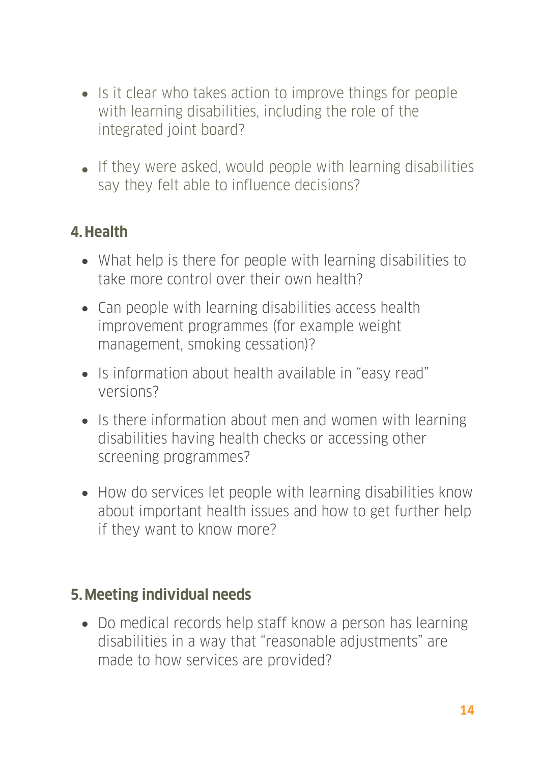- Is it clear who takes action to improve things for people with learning disabilities, including the role of the integrated joint board?

- If they were asked, would people with learning disabilities say they felt able to influence decisions?

## 4. Health

- What help is there for people with learning disabilities to take more control over their own health?

- Can people with learning disabilities access health improvement programmes (for example weight management, smoking cessation)?

- Is information about health available in "easy read" versions?

- Is there information about men and women with learning disabilities having health checks or accessing other screening programmes?

- How do services let people with learning disabilities know about important health issues and how to get further help if they want to know more?

## 5. Meeting individual needs

- Do medical records help staff know a person has learning disabilities in a way that "reasonable adjustments" are made to how services are provided?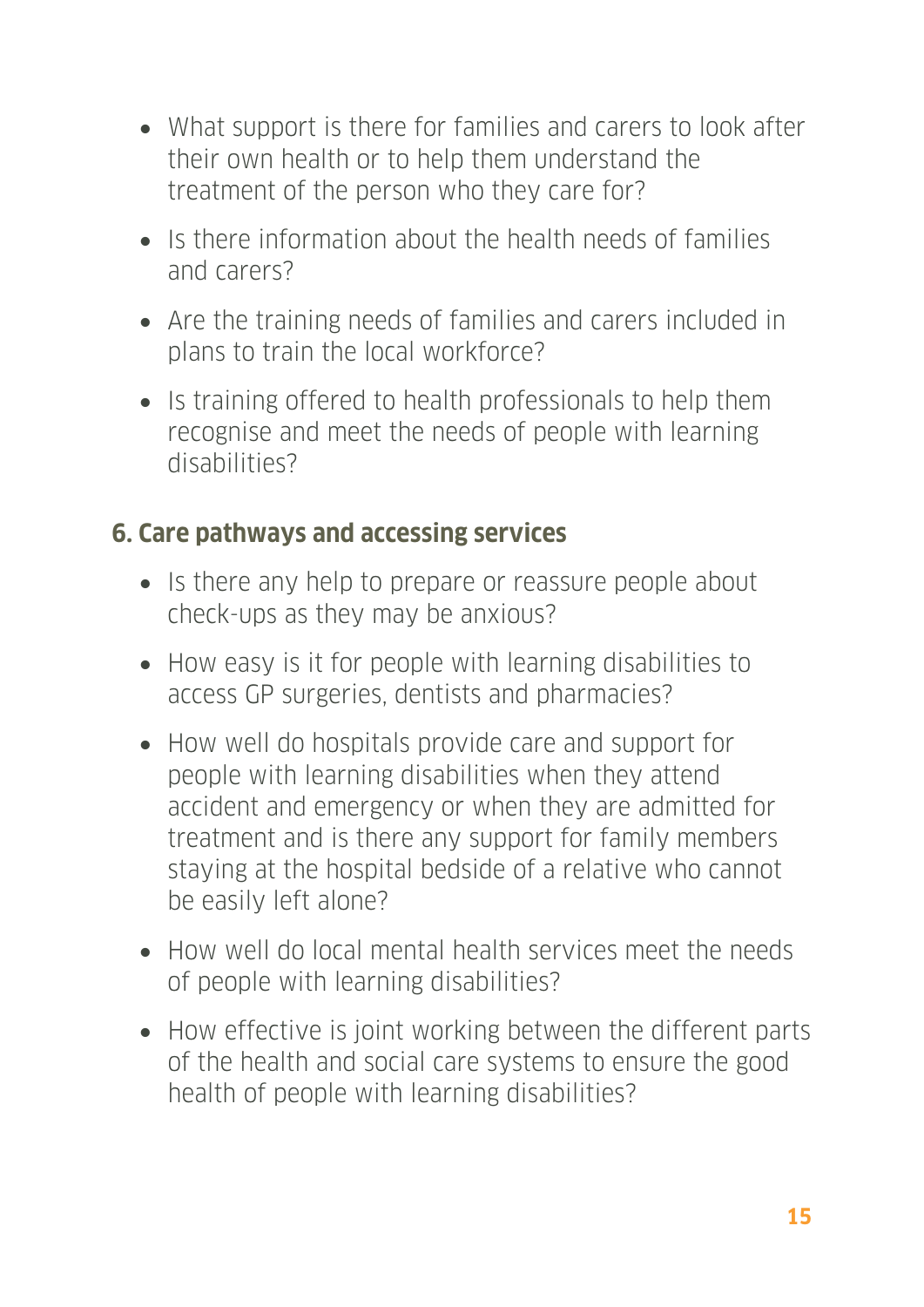- What support is there for families and carers to look after their own health or to help them understand the treatment of the person who they care for?
- Is there information about the health needs of families and carers?
- Are the training needs of families and carers included in plans to train the local workforce?
- Is training offered to health professionals to help them recognise and meet the needs of people with learning disabilities?

## 6. Care pathways and accessing services

- Is there any help to prepare or reassure people about check-ups as they may be anxious?
- How easy is it for people with learning disabilities to access GP surgeries, dentists and pharmacies?
- How well do hospitals provide care and support for people with learning disabilities when they attend accident and emergency or when they are admitted for treatment and is there any support for family members staying at the hospital bedside of a relative who cannot be easily left alone?
- How well do local mental health services meet the needs of people with learning disabilities?
- How effective is joint working between the different parts of the health and social care systems to ensure the good health of people with learning disabilities?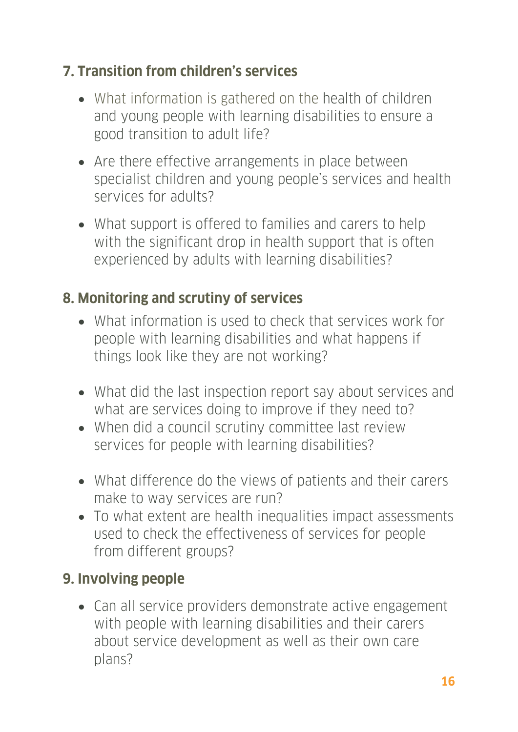## 7. Transition from children's services

- What information is gathered on the health of children and young people with learning disabilities to ensure a good transition to adult life?
- Are there effective arrangements in place between specialist children and young people's services and health services for adults?
- What support is offered to families and carers to help with the significant drop in health support that is often experienced by adults with learning disabilities?

## 8. Monitoring and scrutiny of services

- What information is used to check that services work for people with learning disabilities and what happens if things look like they are not working?
- What did the last inspection report say about services and what are services doing to improve if they need to?
- When did a council scrutiny committee last review services for people with learning disabilities?
- What difference do the views of patients and their carers make to way services are run?
- To what extent are health inequalities impact assessments used to check the effectiveness of services for people from different groups?

## 9. Involving people

- Can all service providers demonstrate active engagement with people with learning disabilities and their carers about service development as well as their own care plans?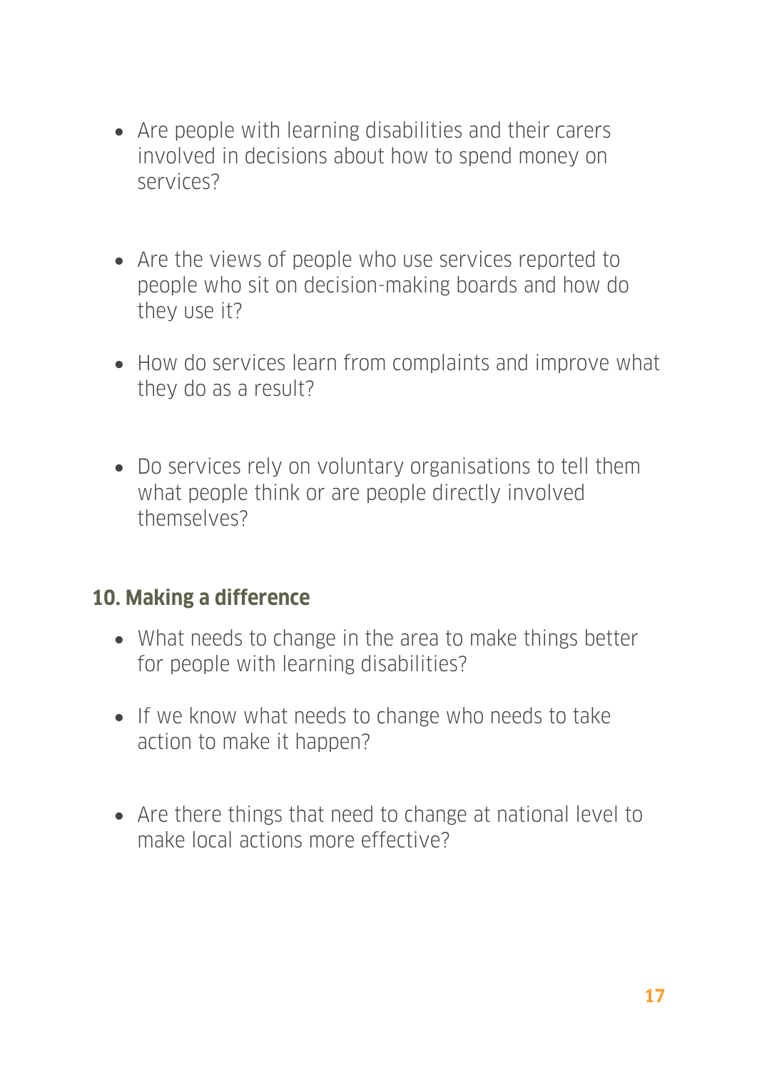- Are people with learning disabilities and their carers involved in decisions about how to spend money on services?

- Are the views of people who use services reported to people who sit on decision-making boards and how do they use it?

- How do services learn from complaints and improve what they do as a result?

- Do services rely on voluntary organisations to tell them what people think or are people directly involved themselves?

## 10. Making a difference

- What needs to change in the area to make things better for people with learning disabilities?

- If we know what needs to change who needs to take action to make it happen?

- Are there things that need to change at national level to make local actions more effective?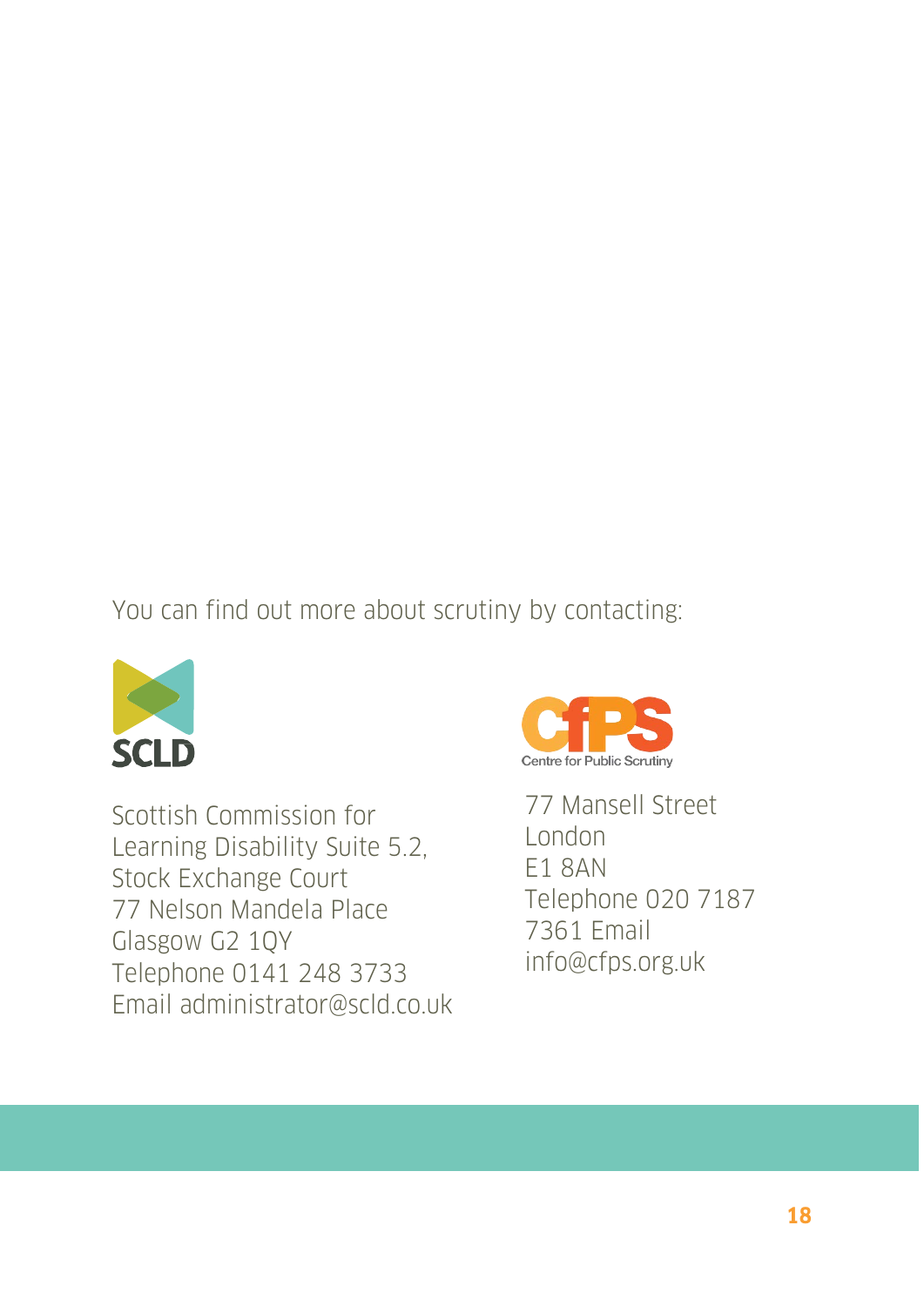You can find out more about scrutiny by contacting:

SCLD

Scottish Commission for
Learning Disability Suite 5.2,
Stock Exchange Court
77 Nelson Mandela Place
Glasgow G2 1QY
Telephone 0141 248 3733
Email administrator@scld.co.uk

CfPS
Centre for Public Scrutiny

77 Mansell Street
London
E1 8AN
Telephone 020 7187
7361 Email
info@cfps.org.uk